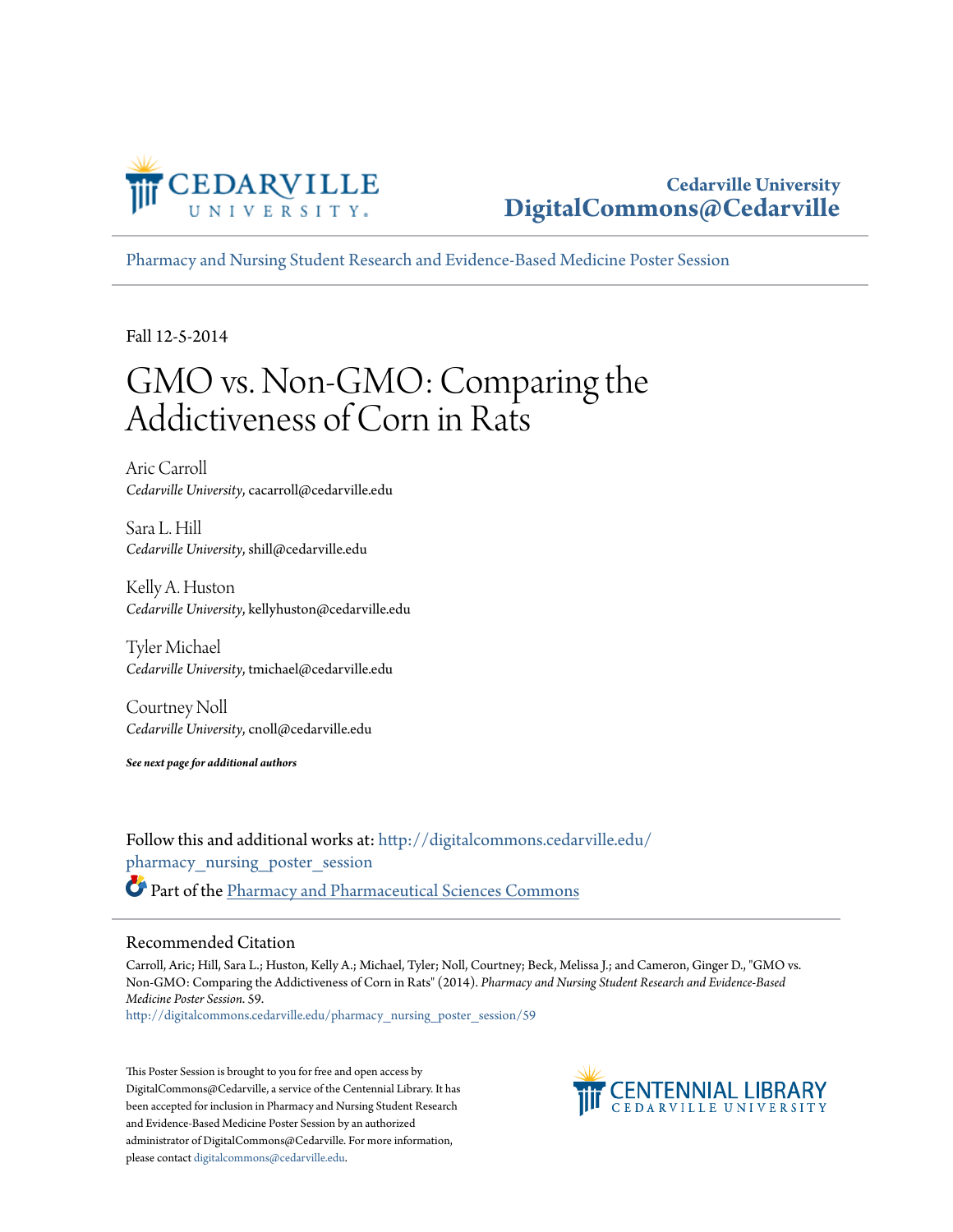Cedarville University
DigitalCommons@Cedarville

Pharmacy and Nursing Student Research and Evidence-Based Medicine Poster Session

Fall 12-5-2014

# GMO vs. Non-GMO: Comparing the Addictiveness of Corn in Rats

Aric Carroll
*Cedarville University*, cacarroll@cedarville.edu

Sara L. Hill
*Cedarville University*, shill@cedarville.edu

Kelly A. Huston
*Cedarville University*, kellyhuston@cedarville.edu

Tyler Michael
*Cedarville University*, tmichael@cedarville.edu

Courtney Noll
*Cedarville University*, cnoll@cedarville.edu

***See next page for additional authors***

Follow this and additional works at: http://digitalcommons.cedarville.edu/pharmacy_nursing_poster_session

Part of the Pharmacy and Pharmaceutical Sciences Commons

## Recommended Citation

Carroll, Aric; Hill, Sara L.; Huston, Kelly A.; Michael, Tyler; Noll, Courtney; Beck, Melissa J.; and Cameron, Ginger D., "GMO vs. Non-GMO: Comparing the Addictiveness of Corn in Rats" (2014). *Pharmacy and Nursing Student Research and Evidence-Based Medicine Poster Session*. 59.
http://digitalcommons.cedarville.edu/pharmacy_nursing_poster_session/59

This Poster Session is brought to you for free and open access by DigitalCommons@Cedarville, a service of the Centennial Library. It has been accepted for inclusion in Pharmacy and Nursing Student Research and Evidence-Based Medicine Poster Session by an authorized administrator of DigitalCommons@Cedarville. For more information, please contact digitalcommons@cedarville.edu.

CENTENNIAL LIBRARY
CEDARVILLE UNIVERSITY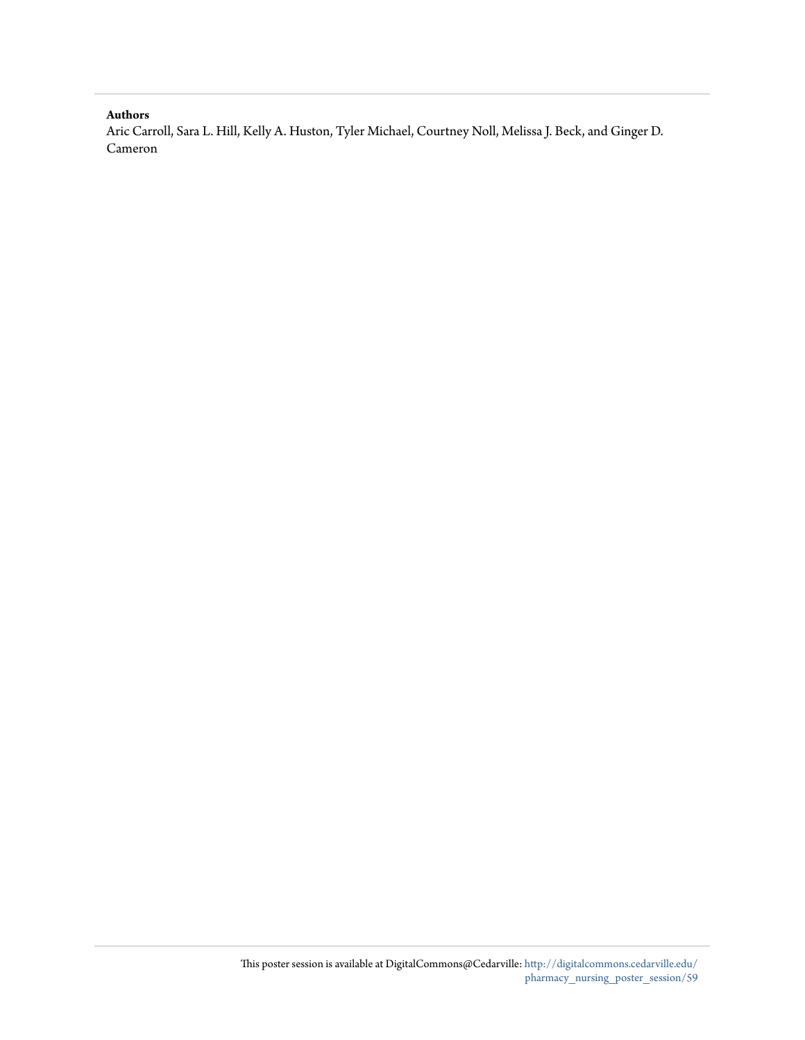**Authors**

Aric Carroll, Sara L. Hill, Kelly A. Huston, Tyler Michael, Courtney Noll, Melissa J. Beck, and Ginger D. Cameron

This poster session is available at DigitalCommons@Cedarville: http://digitalcommons.cedarville.edu/pharmacy_nursing_poster_session/59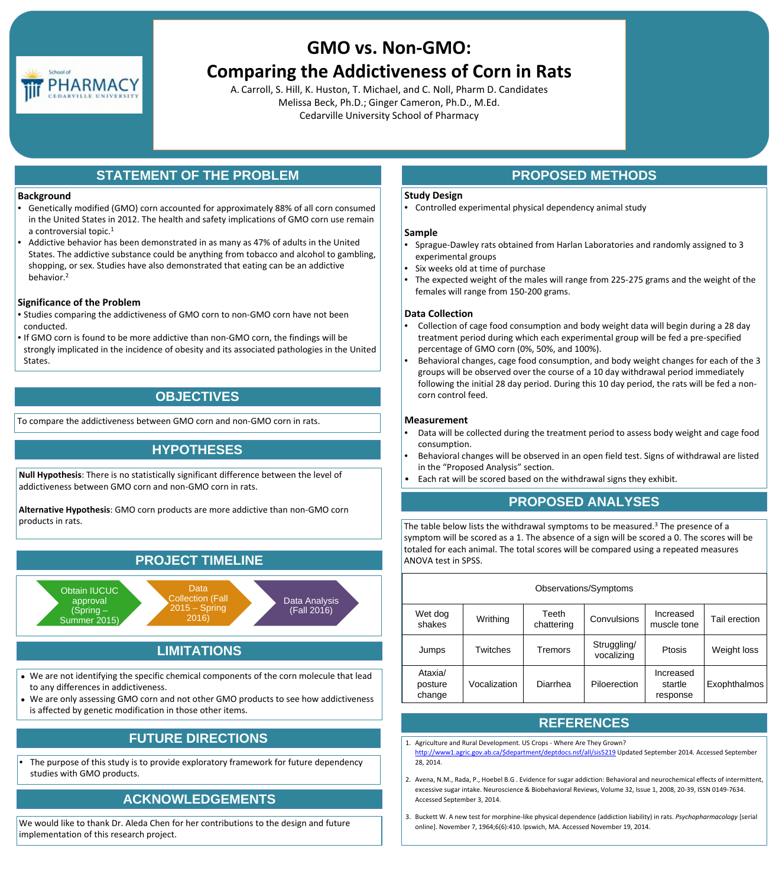# GMO vs. Non-GMO: Comparing the Addictiveness of Corn in Rats

A. Carroll, S. Hill, K. Huston, T. Michael, and C. Noll, Pharm D. Candidates
Melissa Beck, Ph.D.; Ginger Cameron, Ph.D., M.Ed.
Cedarville University School of Pharmacy

School of PHARMACY CEDARVILLE UNIVERSITY

## STATEMENT OF THE PROBLEM

### Background

- Genetically modified (GMO) corn accounted for approximately 88% of all corn consumed in the United States in 2012. The health and safety implications of GMO corn use remain a controversial topic.[1]
- Addictive behavior has been demonstrated in as many as 47% of adults in the United States. The addictive substance could be anything from tobacco and alcohol to gambling, shopping, or sex. Studies have also demonstrated that eating can be an addictive behavior.[2]

### Significance of the Problem

- Studies comparing the addictiveness of GMO corn to non-GMO corn have not been conducted.
- If GMO corn is found to be more addictive than non-GMO corn, the findings will be strongly implicated in the incidence of obesity and its associated pathologies in the United States.

## OBJECTIVES

To compare the addictiveness between GMO corn and non-GMO corn in rats.

## HYPOTHESES

**Null Hypothesis**: There is no statistically significant difference between the level of addictiveness between GMO corn and non-GMO corn in rats.

**Alternative Hypothesis**: GMO corn products are more addictive than non-GMO corn products in rats.

## PROJECT TIMELINE

Obtain IUCUC approval (Spring – Summer 2015)

Data Collection (Fall 2015 – Spring 2016)

Data Analysis (Fall 2016)

## LIMITATIONS

- We are not identifying the specific chemical components of the corn molecule that lead to any differences in addictiveness.
- We are only assessing GMO corn and not other GMO products to see how addictiveness is affected by genetic modification in those other items.

## FUTURE DIRECTIONS

- The purpose of this study is to provide exploratory framework for future dependency studies with GMO products.

## ACKNOWLEDGEMENTS

We would like to thank Dr. Aleda Chen for her contributions to the design and future implementation of this research project.

## PROPOSED METHODS

### Study Design

- Controlled experimental physical dependency animal study

### Sample

- Sprague-Dawley rats obtained from Harlan Laboratories and randomly assigned to 3 experimental groups
- Six weeks old at time of purchase
- The expected weight of the males will range from 225-275 grams and the weight of the females will range from 150-200 grams.

### Data Collection

- Collection of cage food consumption and body weight data will begin during a 28 day treatment period during which each experimental group will be fed a pre-specified percentage of GMO corn (0%, 50%, and 100%).
- Behavioral changes, cage food consumption, and body weight changes for each of the 3 groups will be observed over the course of a 10 day withdrawal period immediately following the initial 28 day period. During this 10 day period, the rats will be fed a non-corn control feed.

### Measurement

- Data will be collected during the treatment period to assess body weight and cage food consumption.
- Behavioral changes will be observed in an open field test. Signs of withdrawal are listed in the "Proposed Analysis" section.
- Each rat will be scored based on the withdrawal signs they exhibit.

## PROPOSED ANALYSES

The table below lists the withdrawal symptoms to be measured.[3] The presence of a symptom will be scored as a 1. The absence of a sign will be scored a 0. The scores will be totaled for each animal. The total scores will be compared using a repeated measures ANOVA test in SPSS.

| Observations/Symptoms | | | | | |
|---|---|---|---|---|---|
| Wet dog shakes | Writhing | Teeth chattering | Convulsions | Increased muscle tone | Tail erection |
| Jumps | Twitches | Tremors | Struggling/ vocalizing | Ptosis | Weight loss |
| Ataxia/ posture change | Vocalization | Diarrhea | Piloerection | Increased startle response | Exophthalmos |

## REFERENCES

1. Agriculture and Rural Development. US Crops - Where Are They Grown? http://www1.agric.gov.ab.ca/$department/deptdocs.nsf/all/sis5219 Updated September 2014. Accessed September 28, 2014.
2. Avena, N.M., Rada, P., Hoebel B.G . Evidence for sugar addiction: Behavioral and neurochemical effects of intermittent, excessive sugar intake. Neuroscience & Biobehavioral Reviews, Volume 32, Issue 1, 2008, 20-39, ISSN 0149-7634. Accessed September 3, 2014.
3. Buckett W. A new test for morphine-like physical dependence (addiction liability) in rats. *Psychopharmacology* [serial online]. November 7, 1964;6(6):410. Ipswich, MA. Accessed November 19, 2014.